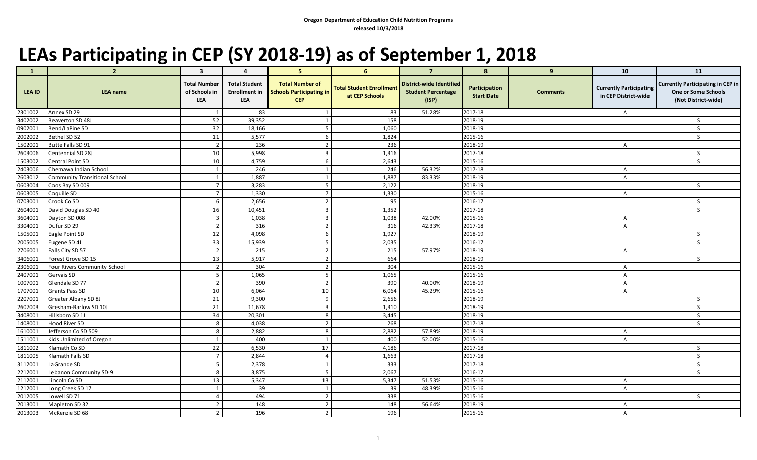Oregon Department of Education Child Nutrition Programs
released 10/3/2018

# LEAs Participating in CEP (SY 2018-19) as of September 1, 2018

| 1 | 2 | 3 | 4 | 5 | 6 | 7 | 8 | 9 | 10 | 11 |
|---|---|---|---|---|---|---|---|---|---|---|
| LEA ID | LEA name | Total Number of Schools in LEA | Total Student Enrollment in LEA | Total Number of Schools Participating in CEP | Total Student Enrollment at CEP Schools | District-wide Identified Student Percentage (ISP) | Participation Start Date | Comments | Currently Participating in CEP District-wide | Currently Participating in CEP in One or Some Schools (Not District-wide) |
| 2301002 | Annex SD 29 | 1 | 83 | 1 | 83 | 51.28% | 2017-18 | | A | |
| 3402002 | Beaverton SD 48J | 52 | 39,352 | 1 | 158 | | 2018-19 | | | S |
| 0902001 | Bend/LaPine SD | 32 | 18,166 | 5 | 1,060 | | 2018-19 | | | S |
| 2002002 | Bethel SD 52 | 11 | 5,577 | 6 | 1,824 | | 2015-16 | | | S |
| 1502001 | Butte Falls SD 91 | 2 | 236 | 2 | 236 | | 2018-19 | | A | |
| 2603006 | Centennial SD 28J | 10 | 5,998 | 3 | 1,316 | | 2017-18 | | | S |
| 1503002 | Central Point SD | 10 | 4,759 | 6 | 2,643 | | 2015-16 | | | S |
| 2403006 | Chemawa Indian School | 1 | 246 | 1 | 246 | 56.32% | 2017-18 | | A | |
| 2603012 | Community Transitional School | 1 | 1,887 | 1 | 1,887 | 83.33% | 2018-19 | | A | |
| 0603004 | Coos Bay SD 009 | 7 | 3,283 | 5 | 2,122 | | 2018-19 | | | S |
| 0603005 | Coquille SD | 7 | 1,330 | 7 | 1,330 | | 2015-16 | | A | |
| 0703001 | Crook Co SD | 6 | 2,656 | 2 | 95 | | 2016-17 | | | S |
| 2604001 | David Douglas SD 40 | 16 | 10,451 | 3 | 1,352 | | 2017-18 | | | S |
| 3604001 | Dayton SD 008 | 3 | 1,038 | 3 | 1,038 | 42.00% | 2015-16 | | A | |
| 3304001 | Dufur SD 29 | 2 | 316 | 2 | 316 | 42.33% | 2017-18 | | A | |
| 1505001 | Eagle Point SD | 12 | 4,098 | 6 | 1,927 | | 2018-19 | | | S |
| 2005005 | Eugene SD 4J | 33 | 15,939 | 5 | 2,035 | | 2016-17 | | | S |
| 2706001 | Falls City SD 57 | 2 | 215 | 2 | 215 | 57.97% | 2018-19 | | A | |
| 3406001 | Forest Grove SD 15 | 13 | 5,917 | 2 | 664 | | 2018-19 | | | S |
| 2306001 | Four Rivers Community School | 2 | 304 | 2 | 304 | | 2015-16 | | A | |
| 2407001 | Gervais SD | 5 | 1,065 | 5 | 1,065 | | 2015-16 | | A | |
| 1007001 | Glendale SD 77 | 2 | 390 | 2 | 390 | 40.00% | 2018-19 | | A | |
| 1707001 | Grants Pass SD | 10 | 6,064 | 10 | 6,064 | 45.29% | 2015-16 | | A | |
| 2207001 | Greater Albany SD 8J | 21 | 9,300 | 9 | 2,656 | | 2018-19 | | | S |
| 2607003 | Gresham-Barlow SD 10J | 21 | 11,678 | 3 | 1,310 | | 2018-19 | | | S |
| 3408001 | Hillsboro SD 1J | 34 | 20,301 | 8 | 3,445 | | 2018-19 | | | S |
| 1408001 | Hood River SD | 8 | 4,038 | 2 | 268 | | 2017-18 | | | S |
| 1610001 | Jefferson Co SD 509 | 8 | 2,882 | 8 | 2,882 | 57.89% | 2018-19 | | A | |
| 1511001 | Kids Unlimited of Oregon | 1 | 400 | 1 | 400 | 52.00% | 2015-16 | | A | |
| 1811002 | Klamath Co SD | 22 | 6,530 | 17 | 4,186 | | 2017-18 | | | S |
| 1811005 | Klamath Falls SD | 7 | 2,844 | 4 | 1,663 | | 2017-18 | | | S |
| 3112001 | LaGrande SD | 5 | 2,378 | 1 | 333 | | 2017-18 | | | S |
| 2212001 | Lebanon Community SD 9 | 8 | 3,875 | 5 | 2,067 | | 2016-17 | | | S |
| 2112001 | Lincoln Co SD | 13 | 5,347 | 13 | 5,347 | 51.53% | 2015-16 | | A | |
| 1212001 | Long Creek SD 17 | 1 | 39 | 1 | 39 | 48.39% | 2015-16 | | A | |
| 2012005 | Lowell SD 71 | 4 | 494 | 2 | 338 | | 2015-16 | | | S |
| 2013001 | Mapleton SD 32 | 2 | 148 | 2 | 148 | 56.64% | 2018-19 | | A | |
| 2013003 | McKenzie SD 68 | 2 | 196 | 2 | 196 | | 2015-16 | | A | |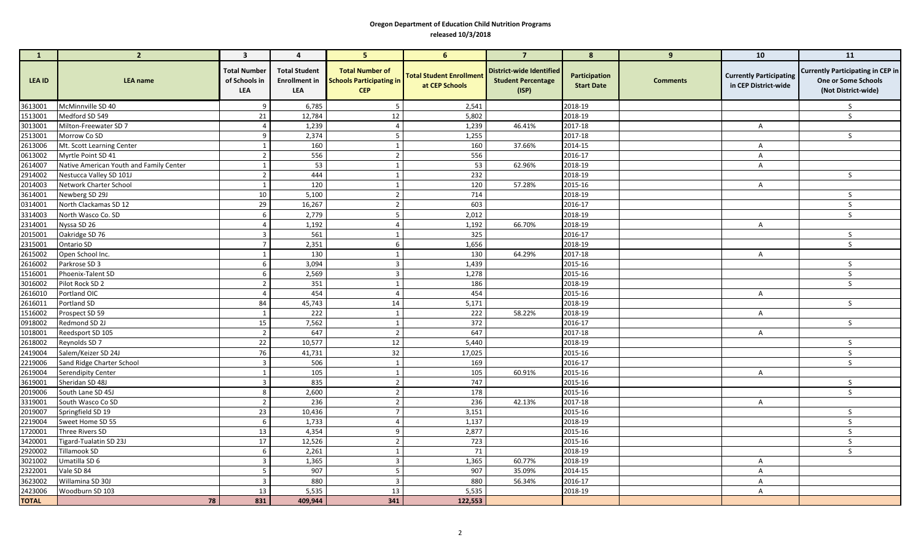**Oregon Department of Education Child Nutrition Programs**
**released 10/3/2018**

| 1 | 2 | 3 | 4 | 5 | 6 | 7 | 8 | 9 | 10 | 11 |
|---|---|---|---|---|---|---|---|---|---|---|
| **LEA ID** | **LEA name** | **Total Number of Schools in LEA** | **Total Student Enrollment in LEA** | **Total Number of Schools Participating in CEP** | **Total Student Enrollment at CEP Schools** | **District-wide Identified Student Percentage (ISP)** | **Participation Start Date** | **Comments** | **Currently Participating in CEP District-wide** | **Currently Participating in CEP in One or Some Schools (Not District-wide)** |
| 3613001 | McMinnville SD 40 | 9 | 6,785 | 5 | 2,541 | | 2018-19 | | | S |
| 1513001 | Medford SD 549 | 21 | 12,784 | 12 | 5,802 | | 2018-19 | | | S |
| 3013001 | Milton-Freewater SD 7 | 4 | 1,239 | 4 | 1,239 | 46.41% | 2017-18 | | A | |
| 2513001 | Morrow Co SD | 9 | 2,374 | 5 | 1,255 | | 2017-18 | | | S |
| 2613006 | Mt. Scott Learning Center | 1 | 160 | 1 | 160 | 37.66% | 2014-15 | | A | |
| 0613002 | Myrtle Point SD 41 | 2 | 556 | 2 | 556 | | 2016-17 | | A | |
| 2614007 | Native American Youth and Family Center | 1 | 53 | 1 | 53 | 62.96% | 2018-19 | | A | |
| 2914002 | Nestucca Valley SD 101J | 2 | 444 | 1 | 232 | | 2018-19 | | | S |
| 2014003 | Network Charter School | 1 | 120 | 1 | 120 | 57.28% | 2015-16 | | A | |
| 3614001 | Newberg SD 29J | 10 | 5,100 | 2 | 714 | | 2018-19 | | | S |
| 0314001 | North Clackamas SD 12 | 29 | 16,267 | 2 | 603 | | 2016-17 | | | S |
| 3314003 | North Wasco Co. SD | 6 | 2,779 | 5 | 2,012 | | 2018-19 | | | S |
| 2314001 | Nyssa SD 26 | 4 | 1,192 | 4 | 1,192 | 66.70% | 2018-19 | | A | |
| 2015001 | Oakridge SD 76 | 3 | 561 | 1 | 325 | | 2016-17 | | | S |
| 2315001 | Ontario SD | 7 | 2,351 | 6 | 1,656 | | 2018-19 | | | S |
| 2615002 | Open School Inc. | 1 | 130 | 1 | 130 | 64.29% | 2017-18 | | A | |
| 2616002 | Parkrose SD 3 | 6 | 3,094 | 3 | 1,439 | | 2015-16 | | | S |
| 1516001 | Phoenix-Talent SD | 6 | 2,569 | 3 | 1,278 | | 2015-16 | | | S |
| 3016002 | Pilot Rock SD 2 | 2 | 351 | 1 | 186 | | 2018-19 | | | S |
| 2616010 | Portland OIC | 4 | 454 | 4 | 454 | | 2015-16 | | A | |
| 2616011 | Portland SD | 84 | 45,743 | 14 | 5,171 | | 2018-19 | | | S |
| 1516002 | Prospect SD 59 | 1 | 222 | 1 | 222 | 58.22% | 2018-19 | | A | |
| 0918002 | Redmond SD 2J | 15 | 7,562 | 1 | 372 | | 2016-17 | | | S |
| 1018001 | Reedsport SD 105 | 2 | 647 | 2 | 647 | | 2017-18 | | A | |
| 2618002 | Reynolds SD 7 | 22 | 10,577 | 12 | 5,440 | | 2018-19 | | | S |
| 2419004 | Salem/Keizer SD 24J | 76 | 41,731 | 32 | 17,025 | | 2015-16 | | | S |
| 2219006 | Sand Ridge Charter School | 3 | 506 | 1 | 169 | | 2016-17 | | | S |
| 2619004 | Serendipity Center | 1 | 105 | 1 | 105 | 60.91% | 2015-16 | | A | |
| 3619001 | Sheridan SD 48J | 3 | 835 | 2 | 747 | | 2015-16 | | | S |
| 2019006 | South Lane SD 45J | 8 | 2,600 | 2 | 178 | | 2015-16 | | | S |
| 3319001 | South Wasco Co SD | 2 | 236 | 2 | 236 | 42.13% | 2017-18 | | A | |
| 2019007 | Springfield SD 19 | 23 | 10,436 | 7 | 3,151 | | 2015-16 | | | S |
| 2219004 | Sweet Home SD 55 | 6 | 1,733 | 4 | 1,137 | | 2018-19 | | | S |
| 1720001 | Three Rivers SD | 13 | 4,354 | 9 | 2,877 | | 2015-16 | | | S |
| 3420001 | Tigard-Tualatin SD 23J | 17 | 12,526 | 2 | 723 | | 2015-16 | | | S |
| 2920002 | Tillamook SD | 6 | 2,261 | 1 | 71 | | 2018-19 | | | S |
| 3021002 | Umatilla SD 6 | 3 | 1,365 | 3 | 1,365 | 60.77% | 2018-19 | | A | |
| 2322001 | Vale SD 84 | 5 | 907 | 5 | 907 | 35.09% | 2014-15 | | A | |
| 3623002 | Willamina SD 30J | 3 | 880 | 3 | 880 | 56.34% | 2016-17 | | A | |
| 2423006 | Woodburn SD 103 | 13 | 5,535 | 13 | 5,535 | | 2018-19 | | A | |
| **TOTAL** | 78 | 831 | 409,944 | 341 | 122,553 | | | | | |